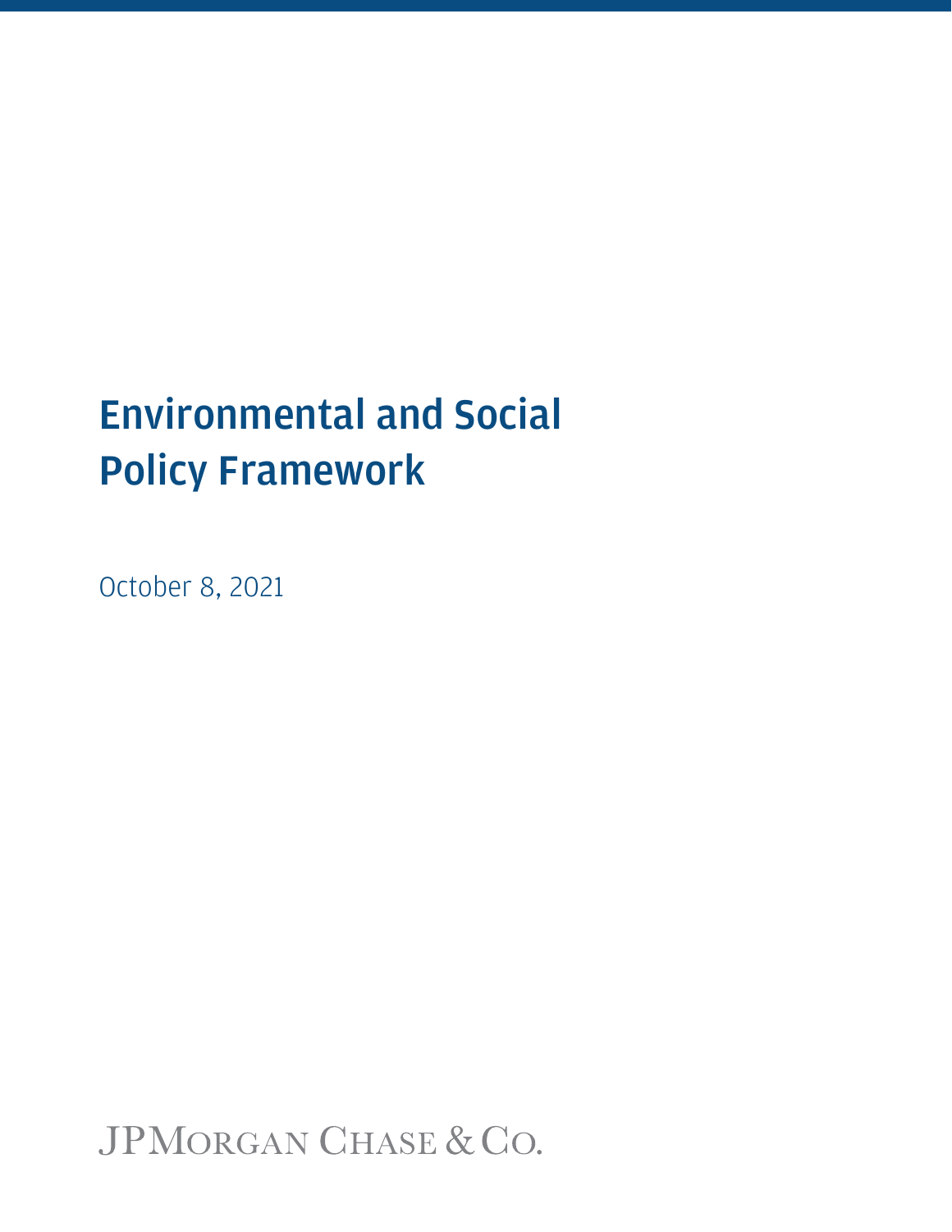# Environmental and Social Policy Framework

October 8, 2021

JPMorgan Chase & Co.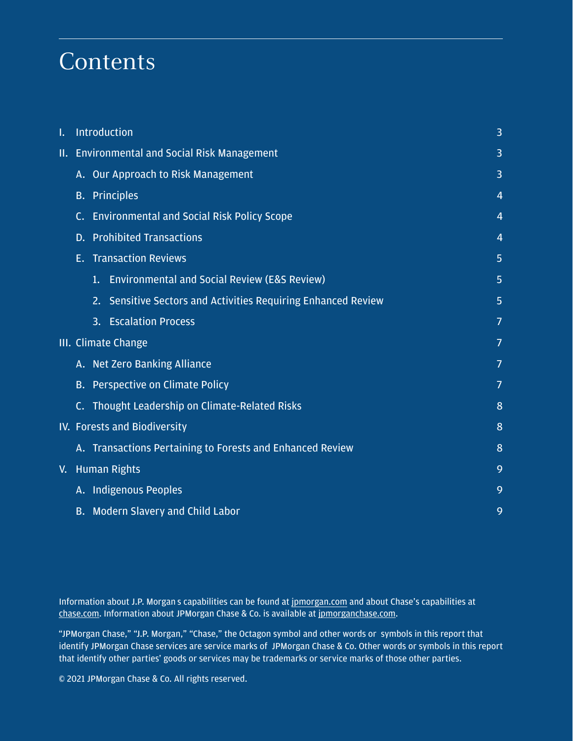# Contents

| | | |
|---|---|---|
| I. | Introduction | 3 |
| II. | Environmental and Social Risk Management | 3 |
| | A. Our Approach to Risk Management | 3 |
| | B. Principles | 4 |
| | C. Environmental and Social Risk Policy Scope | 4 |
| | D. Prohibited Transactions | 4 |
| | E. Transaction Reviews | 5 |
| | 1. Environmental and Social Review (E&S Review) | 5 |
| | 2. Sensitive Sectors and Activities Requiring Enhanced Review | 5 |
| | 3. Escalation Process | 7 |
| III. | Climate Change | 7 |
| | A. Net Zero Banking Alliance | 7 |
| | B. Perspective on Climate Policy | 7 |
| | C. Thought Leadership on Climate-Related Risks | 8 |
| IV. | Forests and Biodiversity | 8 |
| | A. Transactions Pertaining to Forests and Enhanced Review | 8 |
| V. | Human Rights | 9 |
| | A. Indigenous Peoples | 9 |
| | B. Modern Slavery and Child Labor | 9 |

Information about J.P. Morgan s capabilities can be found at jpmorgan.com and about Chase's capabilities at chase.com. Information about JPMorgan Chase & Co. is available at jpmorganchase.com.

"JPMorgan Chase," "J.P. Morgan," "Chase," the Octagon symbol and other words or symbols in this report that identify JPMorgan Chase services are service marks of JPMorgan Chase & Co. Other words or symbols in this report that identify other parties' goods or services may be trademarks or service marks of those other parties.

© 2021 JPMorgan Chase & Co. All rights reserved.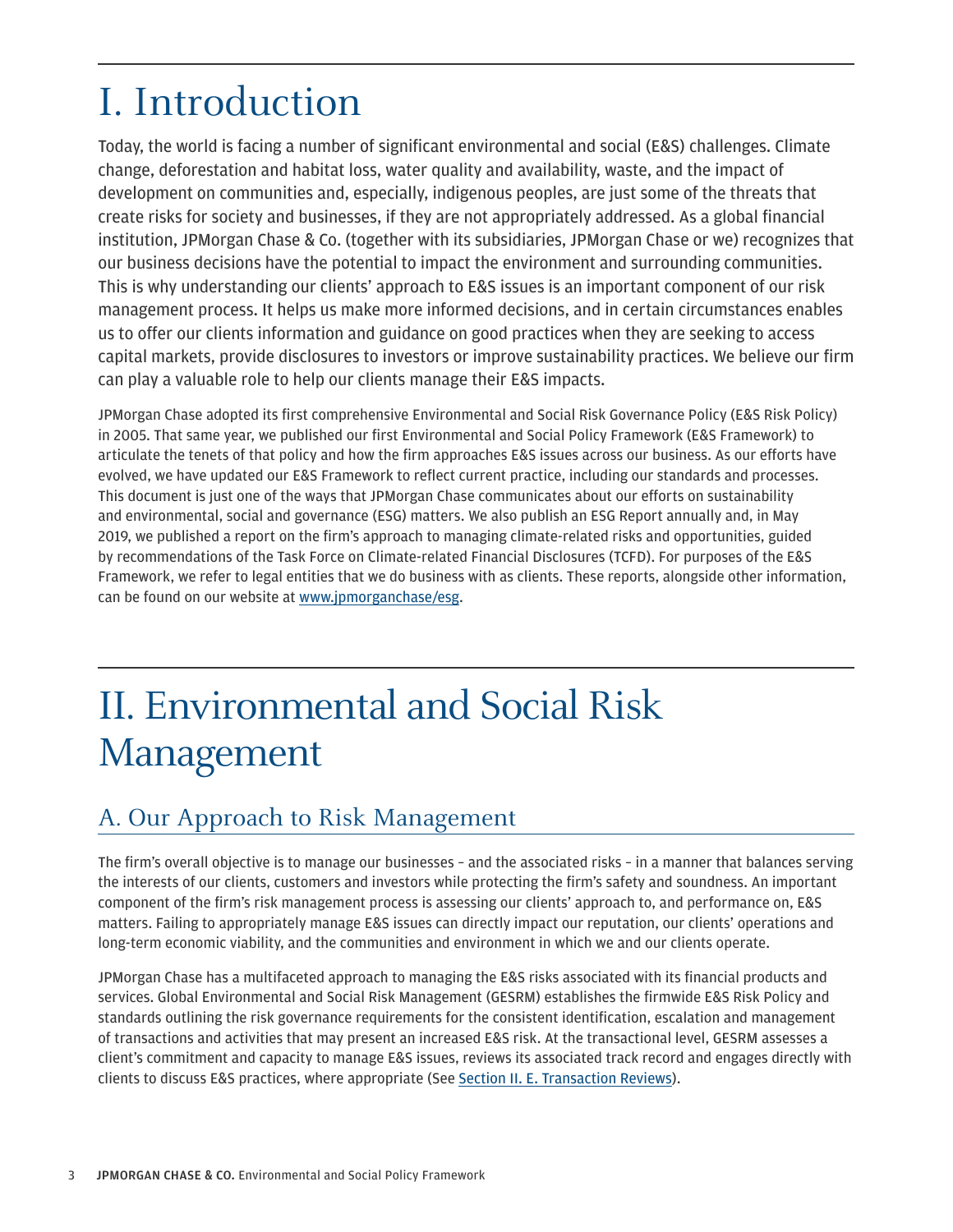# I. Introduction

Today, the world is facing a number of significant environmental and social (E&S) challenges. Climate change, deforestation and habitat loss, water quality and availability, waste, and the impact of development on communities and, especially, indigenous peoples, are just some of the threats that create risks for society and businesses, if they are not appropriately addressed. As a global financial institution, JPMorgan Chase & Co. (together with its subsidiaries, JPMorgan Chase or we) recognizes that our business decisions have the potential to impact the environment and surrounding communities. This is why understanding our clients' approach to E&S issues is an important component of our risk management process. It helps us make more informed decisions, and in certain circumstances enables us to offer our clients information and guidance on good practices when they are seeking to access capital markets, provide disclosures to investors or improve sustainability practices. We believe our firm can play a valuable role to help our clients manage their E&S impacts.

JPMorgan Chase adopted its first comprehensive Environmental and Social Risk Governance Policy (E&S Risk Policy) in 2005. That same year, we published our first Environmental and Social Policy Framework (E&S Framework) to articulate the tenets of that policy and how the firm approaches E&S issues across our business. As our efforts have evolved, we have updated our E&S Framework to reflect current practice, including our standards and processes. This document is just one of the ways that JPMorgan Chase communicates about our efforts on sustainability and environmental, social and governance (ESG) matters. We also publish an ESG Report annually and, in May 2019, we published a report on the firm's approach to managing climate-related risks and opportunities, guided by recommendations of the Task Force on Climate-related Financial Disclosures (TCFD). For purposes of the E&S Framework, we refer to legal entities that we do business with as clients. These reports, alongside other information, can be found on our website at www.jpmorganchase/esg.

# II. Environmental and Social Risk Management

## A. Our Approach to Risk Management

The firm's overall objective is to manage our businesses – and the associated risks – in a manner that balances serving the interests of our clients, customers and investors while protecting the firm's safety and soundness. An important component of the firm's risk management process is assessing our clients' approach to, and performance on, E&S matters. Failing to appropriately manage E&S issues can directly impact our reputation, our clients' operations and long-term economic viability, and the communities and environment in which we and our clients operate.

JPMorgan Chase has a multifaceted approach to managing the E&S risks associated with its financial products and services. Global Environmental and Social Risk Management (GESRM) establishes the firmwide E&S Risk Policy and standards outlining the risk governance requirements for the consistent identification, escalation and management of transactions and activities that may present an increased E&S risk. At the transactional level, GESRM assesses a client's commitment and capacity to manage E&S issues, reviews its associated track record and engages directly with clients to discuss E&S practices, where appropriate (See Section II. E. Transaction Reviews).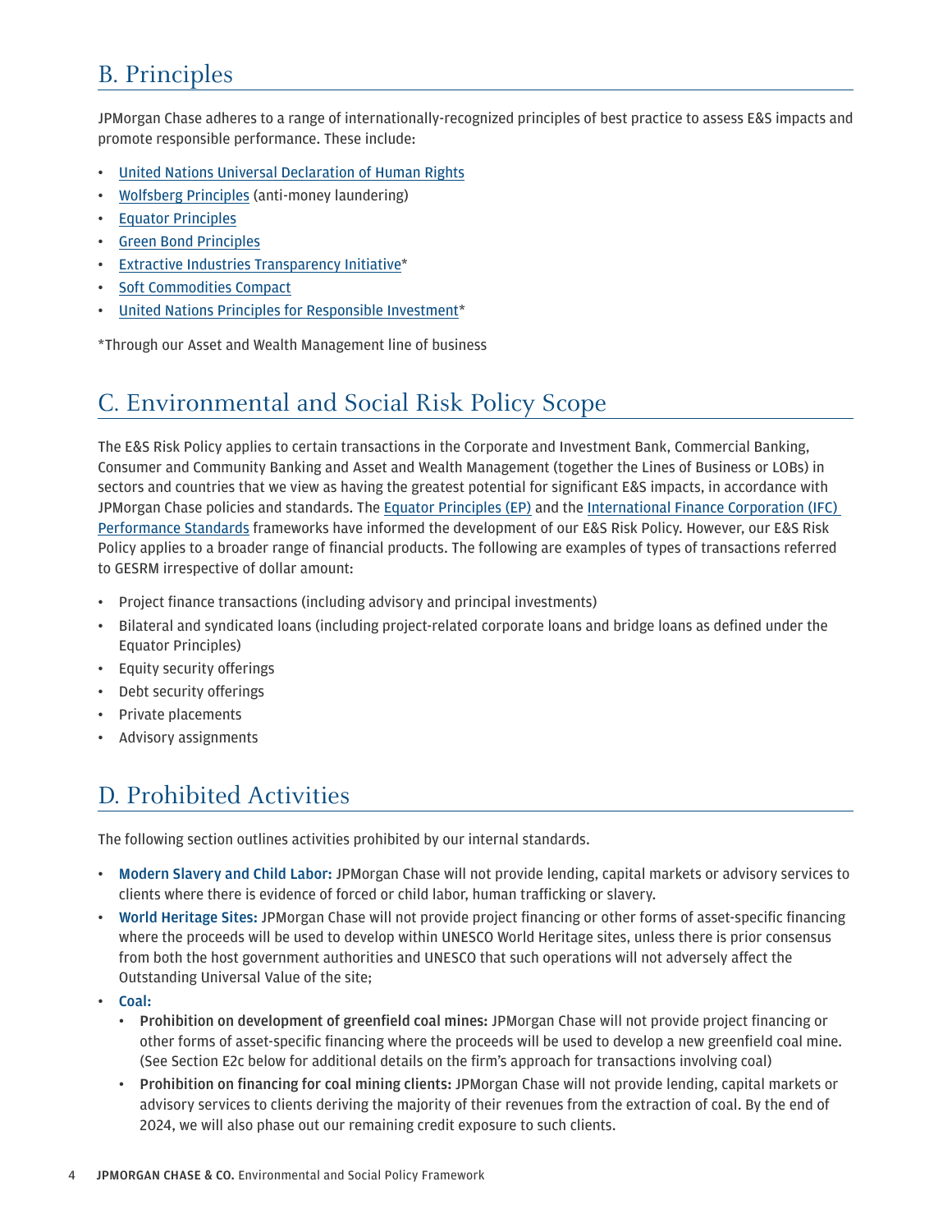## B. Principles

JPMorgan Chase adheres to a range of internationally-recognized principles of best practice to assess E&S impacts and promote responsible performance. These include:

- United Nations Universal Declaration of Human Rights
- Wolfsberg Principles (anti-money laundering)
- Equator Principles
- Green Bond Principles
- Extractive Industries Transparency Initiative*
- Soft Commodities Compact
- United Nations Principles for Responsible Investment*

*Through our Asset and Wealth Management line of business

## C. Environmental and Social Risk Policy Scope

The E&S Risk Policy applies to certain transactions in the Corporate and Investment Bank, Commercial Banking, Consumer and Community Banking and Asset and Wealth Management (together the Lines of Business or LOBs) in sectors and countries that we view as having the greatest potential for significant E&S impacts, in accordance with JPMorgan Chase policies and standards. The Equator Principles (EP) and the International Finance Corporation (IFC) Performance Standards frameworks have informed the development of our E&S Risk Policy. However, our E&S Risk Policy applies to a broader range of financial products. The following are examples of types of transactions referred to GESRM irrespective of dollar amount:

- Project finance transactions (including advisory and principal investments)
- Bilateral and syndicated loans (including project-related corporate loans and bridge loans as defined under the Equator Principles)
- Equity security offerings
- Debt security offerings
- Private placements
- Advisory assignments

## D. Prohibited Activities

The following section outlines activities prohibited by our internal standards.

- **Modern Slavery and Child Labor:** JPMorgan Chase will not provide lending, capital markets or advisory services to clients where there is evidence of forced or child labor, human trafficking or slavery.
- **World Heritage Sites:** JPMorgan Chase will not provide project financing or other forms of asset-specific financing where the proceeds will be used to develop within UNESCO World Heritage sites, unless there is prior consensus from both the host government authorities and UNESCO that such operations will not adversely affect the Outstanding Universal Value of the site;
- **Coal:**
  - **Prohibition on development of greenfield coal mines:** JPMorgan Chase will not provide project financing or other forms of asset-specific financing where the proceeds will be used to develop a new greenfield coal mine. (See Section E2c below for additional details on the firm's approach for transactions involving coal)
  - **Prohibition on financing for coal mining clients:** JPMorgan Chase will not provide lending, capital markets or advisory services to clients deriving the majority of their revenues from the extraction of coal. By the end of 2024, we will also phase out our remaining credit exposure to such clients.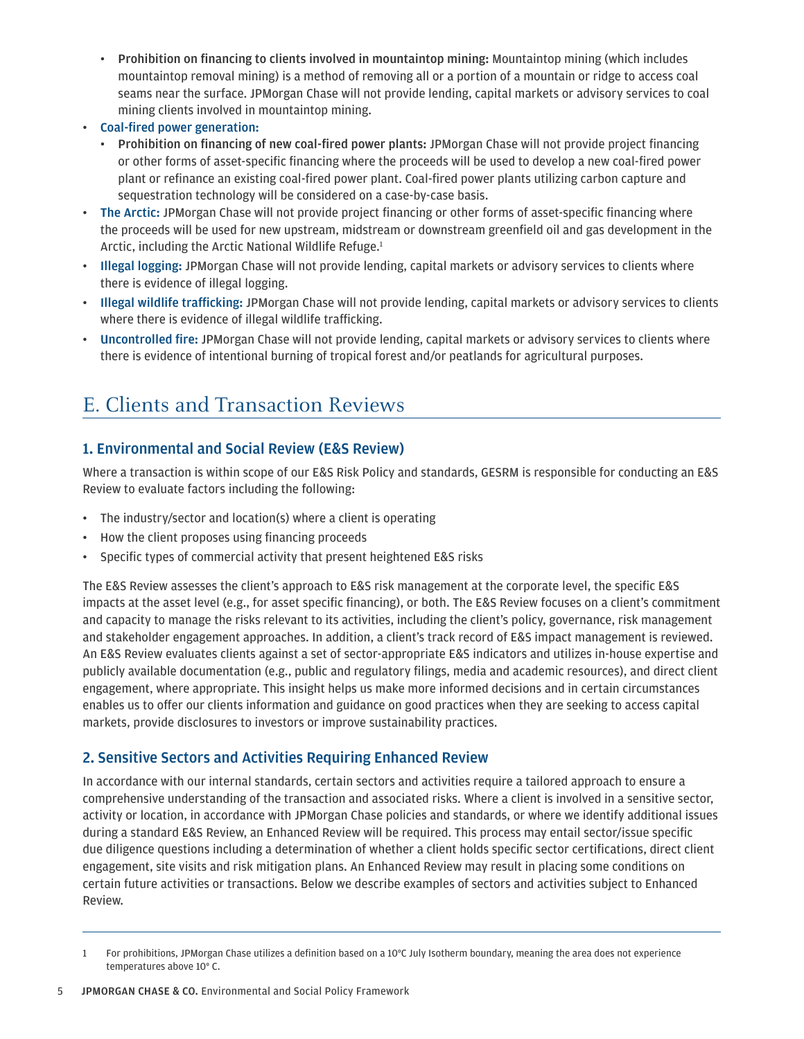- **Prohibition on financing to clients involved in mountaintop mining:** Mountaintop mining (which includes mountaintop removal mining) is a method of removing all or a portion of a mountain or ridge to access coal seams near the surface. JPMorgan Chase will not provide lending, capital markets or advisory services to coal mining clients involved in mountaintop mining.
- **Coal-fired power generation:**
  - **Prohibition on financing of new coal-fired power plants:** JPMorgan Chase will not provide project financing or other forms of asset-specific financing where the proceeds will be used to develop a new coal-fired power plant or refinance an existing coal-fired power plant. Coal-fired power plants utilizing carbon capture and sequestration technology will be considered on a case-by-case basis.
- **The Arctic:** JPMorgan Chase will not provide project financing or other forms of asset-specific financing where the proceeds will be used for new upstream, midstream or downstream greenfield oil and gas development in the Arctic, including the Arctic National Wildlife Refuge.[1]
- **Illegal logging:** JPMorgan Chase will not provide lending, capital markets or advisory services to clients where there is evidence of illegal logging.
- **Illegal wildlife trafficking:** JPMorgan Chase will not provide lending, capital markets or advisory services to clients where there is evidence of illegal wildlife trafficking.
- **Uncontrolled fire:** JPMorgan Chase will not provide lending, capital markets or advisory services to clients where there is evidence of intentional burning of tropical forest and/or peatlands for agricultural purposes.

# E. Clients and Transaction Reviews

## 1. Environmental and Social Review (E&S Review)

Where a transaction is within scope of our E&S Risk Policy and standards, GESRM is responsible for conducting an E&S Review to evaluate factors including the following:

- The industry/sector and location(s) where a client is operating
- How the client proposes using financing proceeds
- Specific types of commercial activity that present heightened E&S risks

The E&S Review assesses the client's approach to E&S risk management at the corporate level, the specific E&S impacts at the asset level (e.g., for asset specific financing), or both. The E&S Review focuses on a client's commitment and capacity to manage the risks relevant to its activities, including the client's policy, governance, risk management and stakeholder engagement approaches. In addition, a client's track record of E&S impact management is reviewed. An E&S Review evaluates clients against a set of sector-appropriate E&S indicators and utilizes in-house expertise and publicly available documentation (e.g., public and regulatory filings, media and academic resources), and direct client engagement, where appropriate. This insight helps us make more informed decisions and in certain circumstances enables us to offer our clients information and guidance on good practices when they are seeking to access capital markets, provide disclosures to investors or improve sustainability practices.

## 2. Sensitive Sectors and Activities Requiring Enhanced Review

In accordance with our internal standards, certain sectors and activities require a tailored approach to ensure a comprehensive understanding of the transaction and associated risks. Where a client is involved in a sensitive sector, activity or location, in accordance with JPMorgan Chase policies and standards, or where we identify additional issues during a standard E&S Review, an Enhanced Review will be required. This process may entail sector/issue specific due diligence questions including a determination of whether a client holds specific sector certifications, direct client engagement, site visits and risk mitigation plans. An Enhanced Review may result in placing some conditions on certain future activities or transactions. Below we describe examples of sectors and activities subject to Enhanced Review.

---

1 For prohibitions, JPMorgan Chase utilizes a definition based on a 10°C July Isotherm boundary, meaning the area does not experience temperatures above 10° C.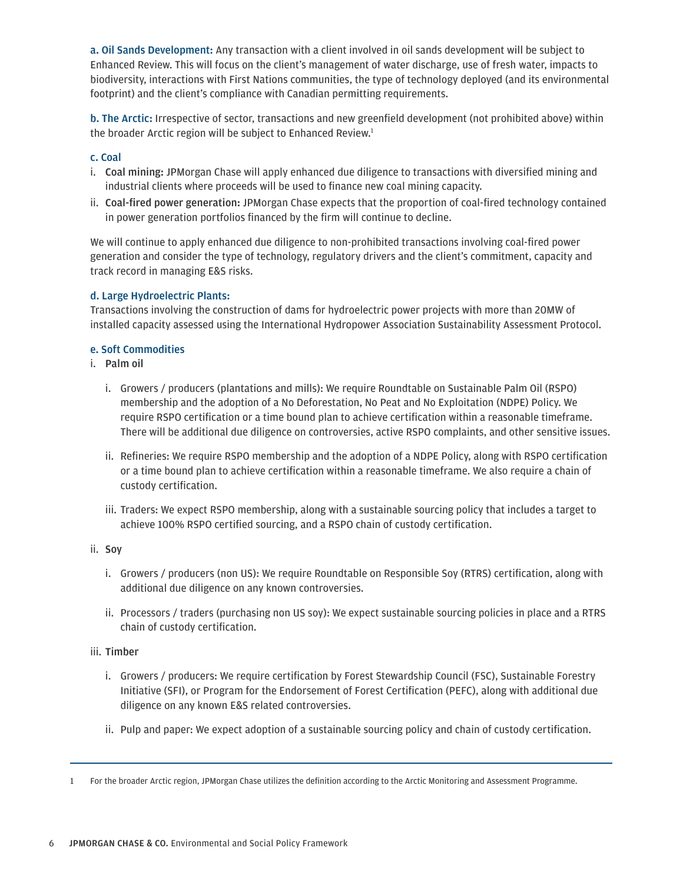**a. Oil Sands Development:** Any transaction with a client involved in oil sands development will be subject to Enhanced Review. This will focus on the client's management of water discharge, use of fresh water, impacts to biodiversity, interactions with First Nations communities, the type of technology deployed (and its environmental footprint) and the client's compliance with Canadian permitting requirements.

**b. The Arctic:** Irrespective of sector, transactions and new greenfield development (not prohibited above) within the broader Arctic region will be subject to Enhanced Review.[1]

**c. Coal**

i. **Coal mining:** JPMorgan Chase will apply enhanced due diligence to transactions with diversified mining and industrial clients where proceeds will be used to finance new coal mining capacity.

ii. **Coal-fired power generation:** JPMorgan Chase expects that the proportion of coal-fired technology contained in power generation portfolios financed by the firm will continue to decline.

We will continue to apply enhanced due diligence to non-prohibited transactions involving coal-fired power generation and consider the type of technology, regulatory drivers and the client's commitment, capacity and track record in managing E&S risks.

**d. Large Hydroelectric Plants:**

Transactions involving the construction of dams for hydroelectric power projects with more than 20MW of installed capacity assessed using the International Hydropower Association Sustainability Assessment Protocol.

**e. Soft Commodities**

i. **Palm oil**

   i. Growers / producers (plantations and mills): We require Roundtable on Sustainable Palm Oil (RSPO) membership and the adoption of a No Deforestation, No Peat and No Exploitation (NDPE) Policy. We require RSPO certification or a time bound plan to achieve certification within a reasonable timeframe. There will be additional due diligence on controversies, active RSPO complaints, and other sensitive issues.

   ii. Refineries: We require RSPO membership and the adoption of a NDPE Policy, along with RSPO certification or a time bound plan to achieve certification within a reasonable timeframe. We also require a chain of custody certification.

   iii. Traders: We expect RSPO membership, along with a sustainable sourcing policy that includes a target to achieve 100% RSPO certified sourcing, and a RSPO chain of custody certification.

ii. **Soy**

   i. Growers / producers (non US): We require Roundtable on Responsible Soy (RTRS) certification, along with additional due diligence on any known controversies.

   ii. Processors / traders (purchasing non US soy): We expect sustainable sourcing policies in place and a RTRS chain of custody certification.

iii. **Timber**

   i. Growers / producers: We require certification by Forest Stewardship Council (FSC), Sustainable Forestry Initiative (SFI), or Program for the Endorsement of Forest Certification (PEFC), along with additional due diligence on any known E&S related controversies.

   ii. Pulp and paper: We expect adoption of a sustainable sourcing policy and chain of custody certification.

---

1 For the broader Arctic region, JPMorgan Chase utilizes the definition according to the Arctic Monitoring and Assessment Programme.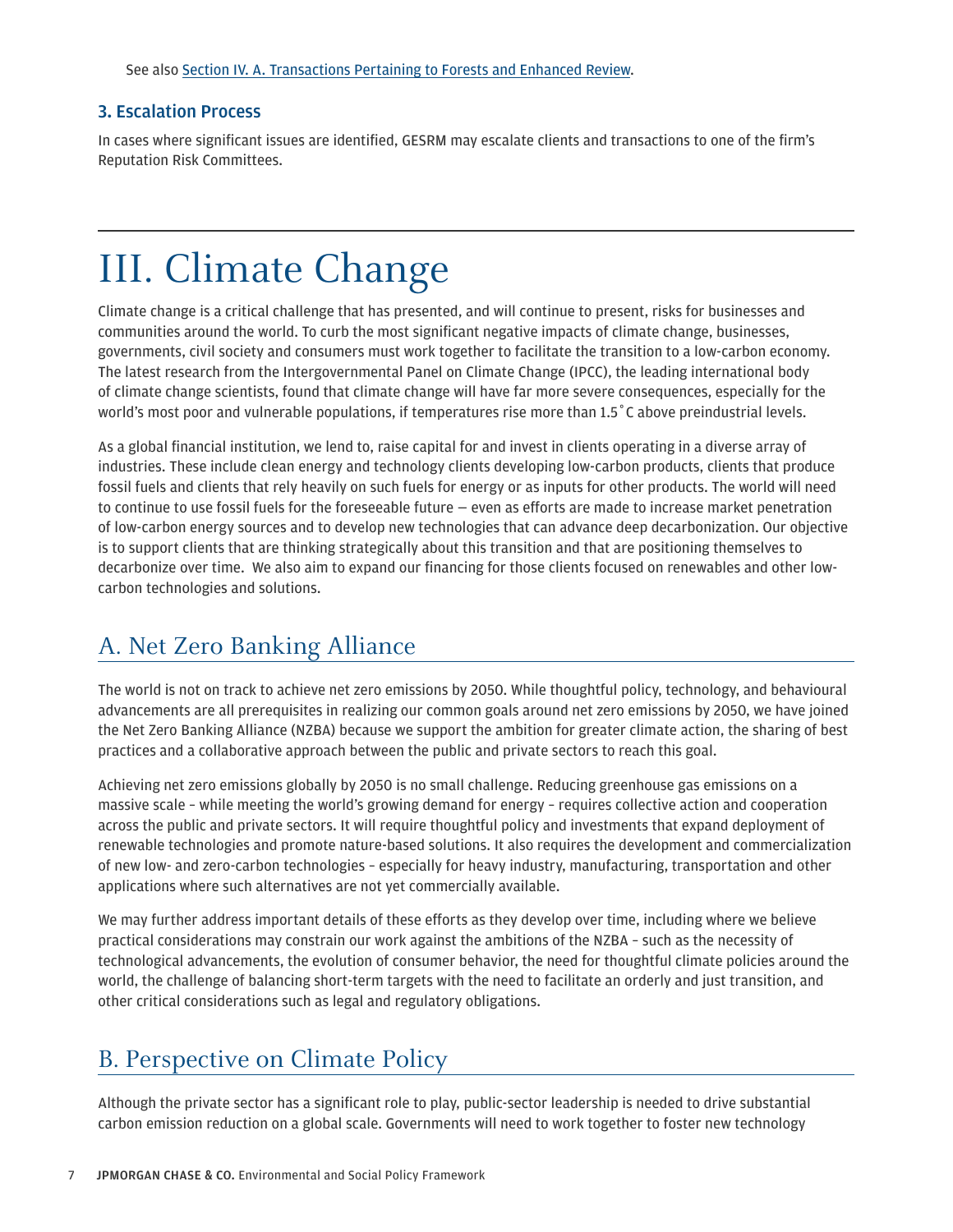See also [Section IV. A. Transactions Pertaining to Forests and Enhanced Review](#).

### 3. Escalation Process

In cases where significant issues are identified, GESRM may escalate clients and transactions to one of the firm's Reputation Risk Committees.

# III. Climate Change

Climate change is a critical challenge that has presented, and will continue to present, risks for businesses and communities around the world. To curb the most significant negative impacts of climate change, businesses, governments, civil society and consumers must work together to facilitate the transition to a low-carbon economy. The latest research from the Intergovernmental Panel on Climate Change (IPCC), the leading international body of climate change scientists, found that climate change will have far more severe consequences, especially for the world's most poor and vulnerable populations, if temperatures rise more than 1.5˚C above preindustrial levels.

As a global financial institution, we lend to, raise capital for and invest in clients operating in a diverse array of industries. These include clean energy and technology clients developing low-carbon products, clients that produce fossil fuels and clients that rely heavily on such fuels for energy or as inputs for other products. The world will need to continue to use fossil fuels for the foreseeable future — even as efforts are made to increase market penetration of low-carbon energy sources and to develop new technologies that can advance deep decarbonization. Our objective is to support clients that are thinking strategically about this transition and that are positioning themselves to decarbonize over time. We also aim to expand our financing for those clients focused on renewables and other low-carbon technologies and solutions.

## A. Net Zero Banking Alliance

The world is not on track to achieve net zero emissions by 2050. While thoughtful policy, technology, and behavioural advancements are all prerequisites in realizing our common goals around net zero emissions by 2050, we have joined the Net Zero Banking Alliance (NZBA) because we support the ambition for greater climate action, the sharing of best practices and a collaborative approach between the public and private sectors to reach this goal.

Achieving net zero emissions globally by 2050 is no small challenge. Reducing greenhouse gas emissions on a massive scale – while meeting the world's growing demand for energy – requires collective action and cooperation across the public and private sectors. It will require thoughtful policy and investments that expand deployment of renewable technologies and promote nature-based solutions. It also requires the development and commercialization of new low- and zero-carbon technologies – especially for heavy industry, manufacturing, transportation and other applications where such alternatives are not yet commercially available.

We may further address important details of these efforts as they develop over time, including where we believe practical considerations may constrain our work against the ambitions of the NZBA – such as the necessity of technological advancements, the evolution of consumer behavior, the need for thoughtful climate policies around the world, the challenge of balancing short-term targets with the need to facilitate an orderly and just transition, and other critical considerations such as legal and regulatory obligations.

## B. Perspective on Climate Policy

Although the private sector has a significant role to play, public-sector leadership is needed to drive substantial carbon emission reduction on a global scale. Governments will need to work together to foster new technology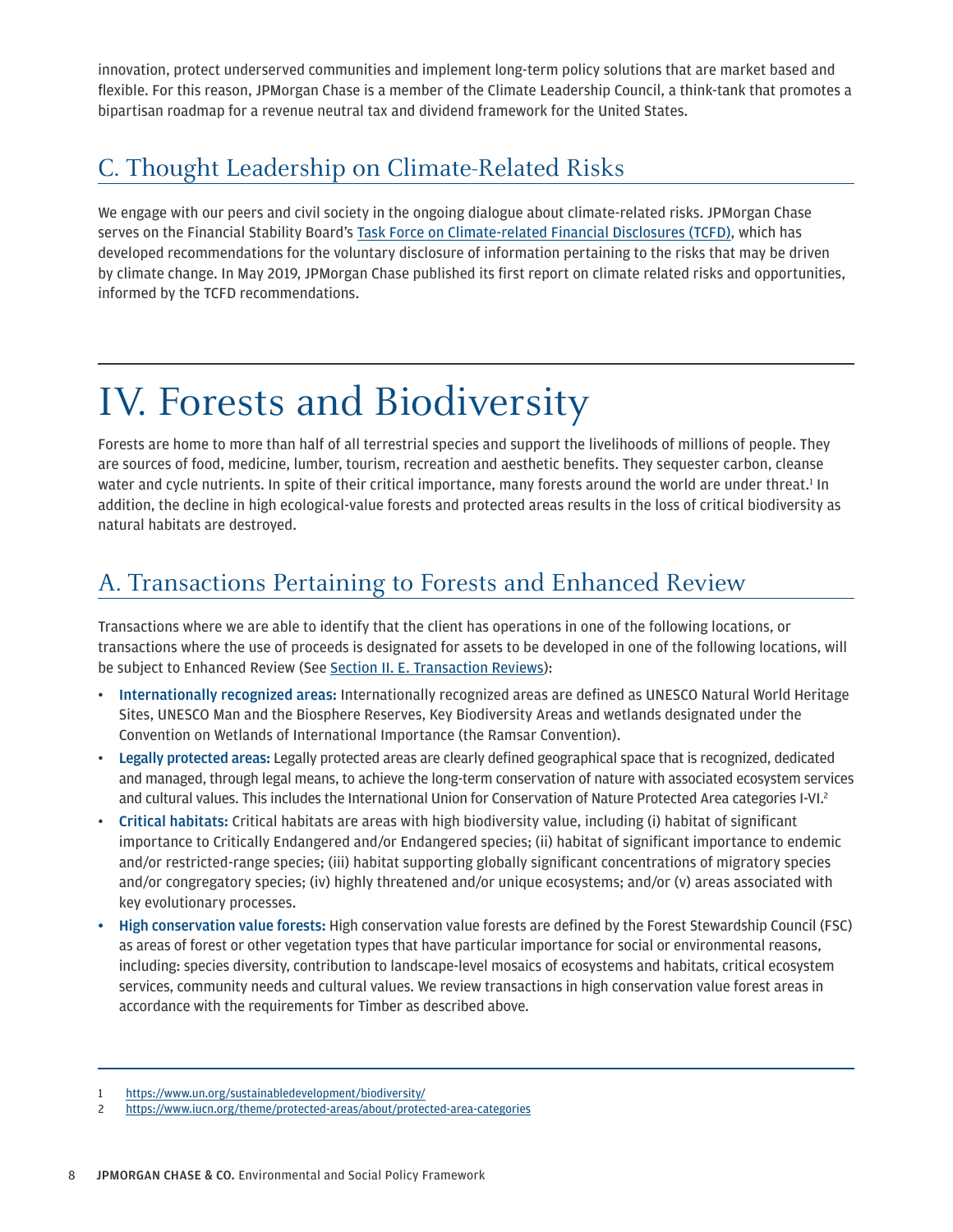innovation, protect underserved communities and implement long-term policy solutions that are market based and flexible. For this reason, JPMorgan Chase is a member of the Climate Leadership Council, a think-tank that promotes a bipartisan roadmap for a revenue neutral tax and dividend framework for the United States.

## C. Thought Leadership on Climate-Related Risks

We engage with our peers and civil society in the ongoing dialogue about climate-related risks. JPMorgan Chase serves on the Financial Stability Board's Task Force on Climate-related Financial Disclosures (TCFD), which has developed recommendations for the voluntary disclosure of information pertaining to the risks that may be driven by climate change. In May 2019, JPMorgan Chase published its first report on climate related risks and opportunities, informed by the TCFD recommendations.

# IV. Forests and Biodiversity

Forests are home to more than half of all terrestrial species and support the livelihoods of millions of people. They are sources of food, medicine, lumber, tourism, recreation and aesthetic benefits. They sequester carbon, cleanse water and cycle nutrients. In spite of their critical importance, many forests around the world are under threat.[1] In addition, the decline in high ecological-value forests and protected areas results in the loss of critical biodiversity as natural habitats are destroyed.

## A. Transactions Pertaining to Forests and Enhanced Review

Transactions where we are able to identify that the client has operations in one of the following locations, or transactions where the use of proceeds is designated for assets to be developed in one of the following locations, will be subject to Enhanced Review (See Section II. E. Transaction Reviews):

- **Internationally recognized areas:** Internationally recognized areas are defined as UNESCO Natural World Heritage Sites, UNESCO Man and the Biosphere Reserves, Key Biodiversity Areas and wetlands designated under the Convention on Wetlands of International Importance (the Ramsar Convention).
- **Legally protected areas:** Legally protected areas are clearly defined geographical space that is recognized, dedicated and managed, through legal means, to achieve the long-term conservation of nature with associated ecosystem services and cultural values. This includes the International Union for Conservation of Nature Protected Area categories I-VI.[2]
- **Critical habitats:** Critical habitats are areas with high biodiversity value, including (i) habitat of significant importance to Critically Endangered and/or Endangered species; (ii) habitat of significant importance to endemic and/or restricted-range species; (iii) habitat supporting globally significant concentrations of migratory species and/or congregatory species; (iv) highly threatened and/or unique ecosystems; and/or (v) areas associated with key evolutionary processes.
- **High conservation value forests:** High conservation value forests are defined by the Forest Stewardship Council (FSC) as areas of forest or other vegetation types that have particular importance for social or environmental reasons, including: species diversity, contribution to landscape-level mosaics of ecosystems and habitats, critical ecosystem services, community needs and cultural values. We review transactions in high conservation value forest areas in accordance with the requirements for Timber as described above.

---

1 https://www.un.org/sustainabledevelopment/biodiversity/

2 https://www.iucn.org/theme/protected-areas/about/protected-area-categories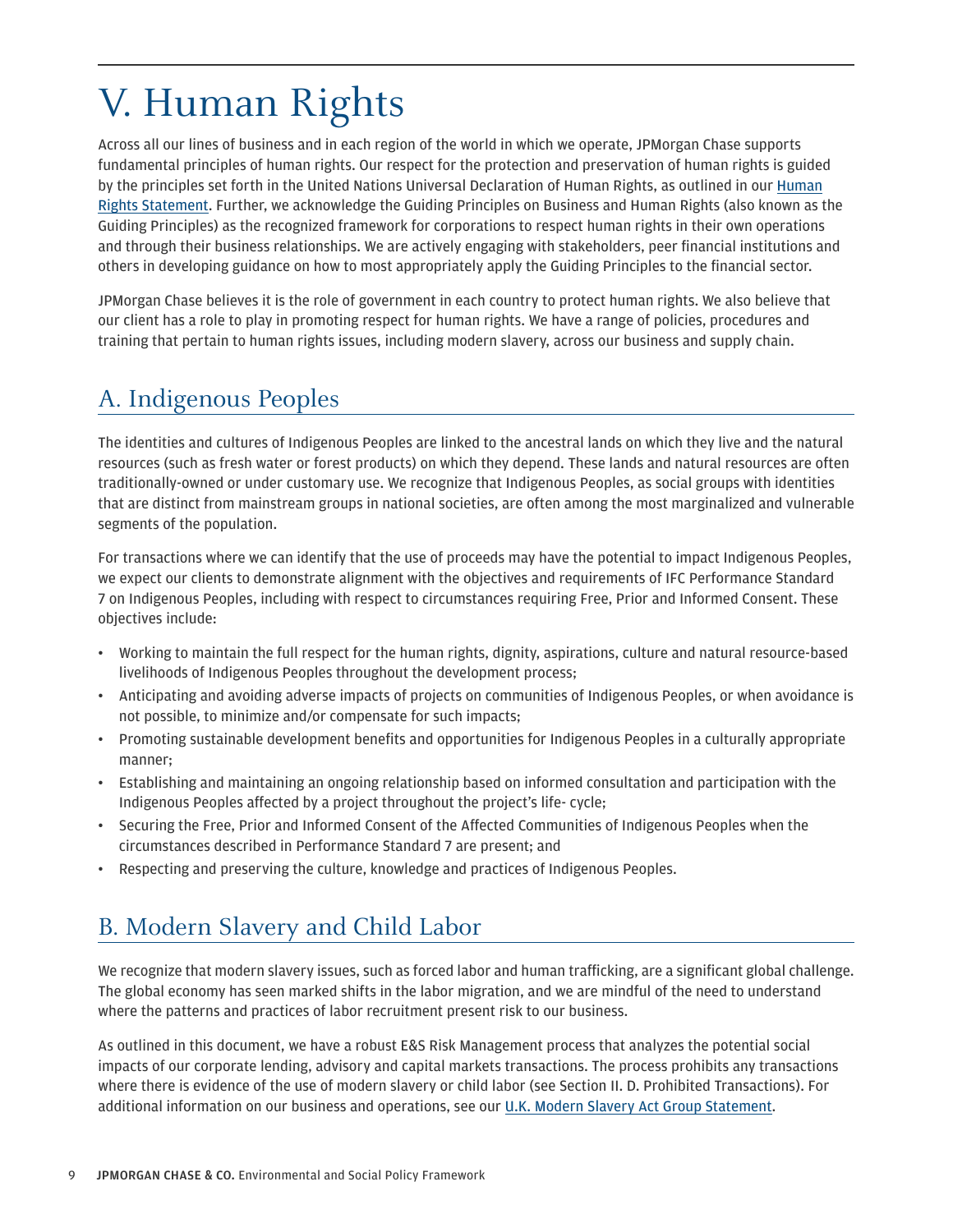# V. Human Rights

Across all our lines of business and in each region of the world in which we operate, JPMorgan Chase supports fundamental principles of human rights. Our respect for the protection and preservation of human rights is guided by the principles set forth in the United Nations Universal Declaration of Human Rights, as outlined in our Human Rights Statement. Further, we acknowledge the Guiding Principles on Business and Human Rights (also known as the Guiding Principles) as the recognized framework for corporations to respect human rights in their own operations and through their business relationships. We are actively engaging with stakeholders, peer financial institutions and others in developing guidance on how to most appropriately apply the Guiding Principles to the financial sector.

JPMorgan Chase believes it is the role of government in each country to protect human rights. We also believe that our client has a role to play in promoting respect for human rights. We have a range of policies, procedures and training that pertain to human rights issues, including modern slavery, across our business and supply chain.

## A. Indigenous Peoples

The identities and cultures of Indigenous Peoples are linked to the ancestral lands on which they live and the natural resources (such as fresh water or forest products) on which they depend. These lands and natural resources are often traditionally-owned or under customary use. We recognize that Indigenous Peoples, as social groups with identities that are distinct from mainstream groups in national societies, are often among the most marginalized and vulnerable segments of the population.

For transactions where we can identify that the use of proceeds may have the potential to impact Indigenous Peoples, we expect our clients to demonstrate alignment with the objectives and requirements of IFC Performance Standard 7 on Indigenous Peoples, including with respect to circumstances requiring Free, Prior and Informed Consent. These objectives include:

- Working to maintain the full respect for the human rights, dignity, aspirations, culture and natural resource-based livelihoods of Indigenous Peoples throughout the development process;
- Anticipating and avoiding adverse impacts of projects on communities of Indigenous Peoples, or when avoidance is not possible, to minimize and/or compensate for such impacts;
- Promoting sustainable development benefits and opportunities for Indigenous Peoples in a culturally appropriate manner;
- Establishing and maintaining an ongoing relationship based on informed consultation and participation with the Indigenous Peoples affected by a project throughout the project's life- cycle;
- Securing the Free, Prior and Informed Consent of the Affected Communities of Indigenous Peoples when the circumstances described in Performance Standard 7 are present; and
- Respecting and preserving the culture, knowledge and practices of Indigenous Peoples.

## B. Modern Slavery and Child Labor

We recognize that modern slavery issues, such as forced labor and human trafficking, are a significant global challenge. The global economy has seen marked shifts in the labor migration, and we are mindful of the need to understand where the patterns and practices of labor recruitment present risk to our business.

As outlined in this document, we have a robust E&S Risk Management process that analyzes the potential social impacts of our corporate lending, advisory and capital markets transactions. The process prohibits any transactions where there is evidence of the use of modern slavery or child labor (see Section II. D. Prohibited Transactions). For additional information on our business and operations, see our U.K. Modern Slavery Act Group Statement.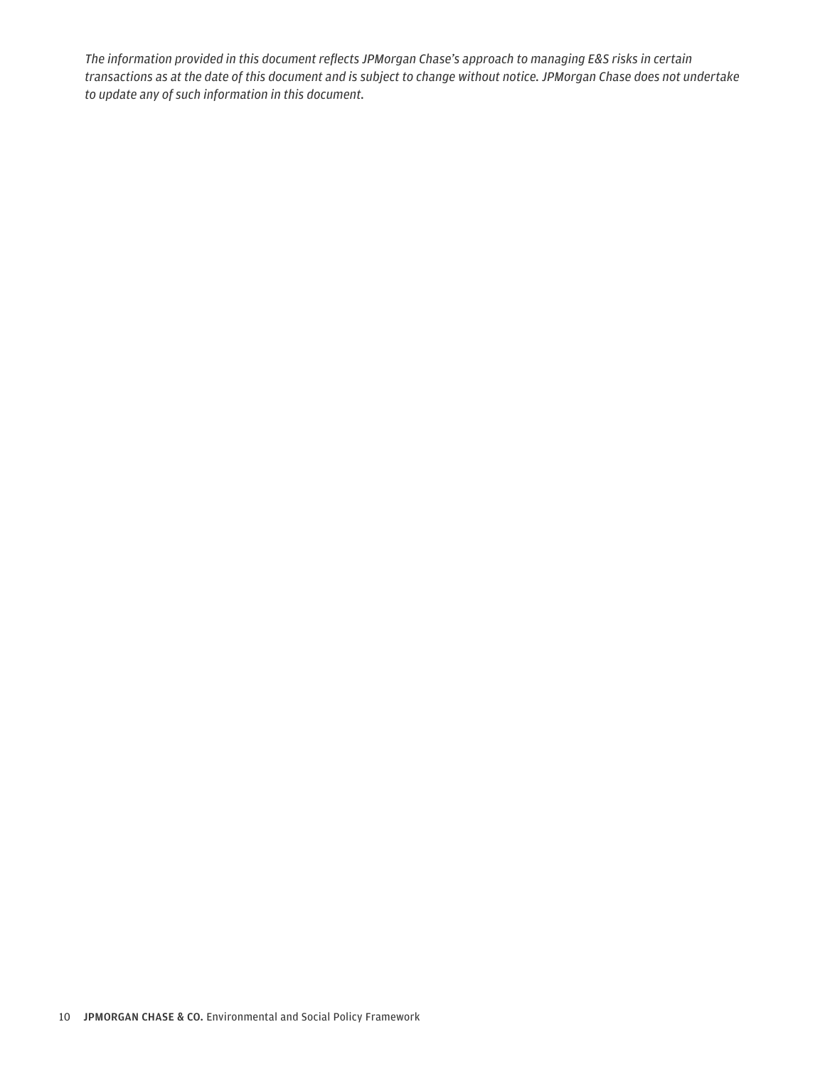*The information provided in this document reflects JPMorgan Chase's approach to managing E&S risks in certain transactions as at the date of this document and is subject to change without notice. JPMorgan Chase does not undertake to update any of such information in this document.*